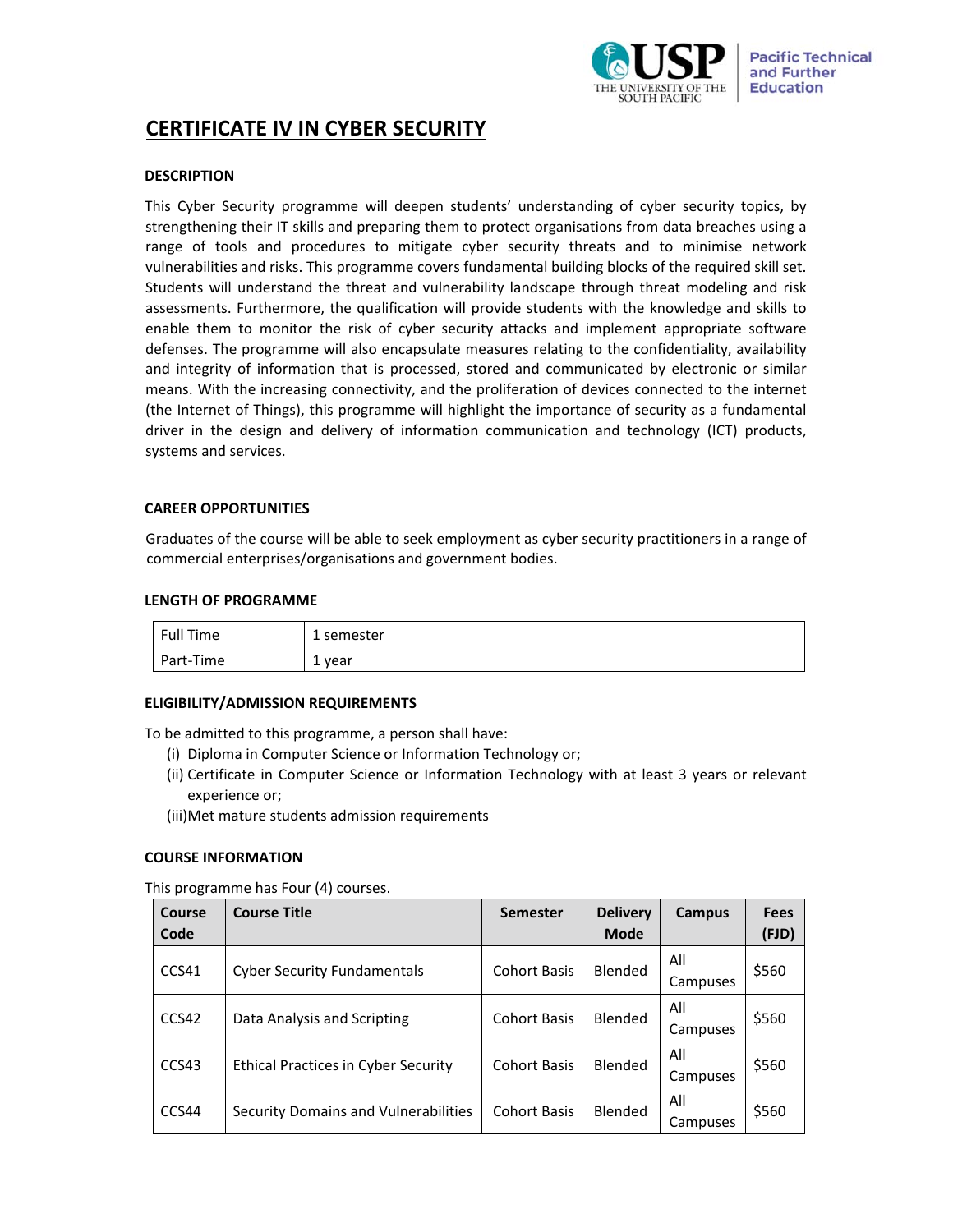Pacific Technical and Further Education

# CERTIFICATE IV IN CYBER SECURITY

### DESCRIPTION

This Cyber Security programme will deepen students' understanding of cyber security topics, by strengthening their IT skills and preparing them to protect organisations from data breaches using a range of tools and procedures to mitigate cyber security threats and to minimise network vulnerabilities and risks. This programme covers fundamental building blocks of the required skill set. Students will understand the threat and vulnerability landscape through threat modeling and risk assessments. Furthermore, the qualification will provide students with the knowledge and skills to enable them to monitor the risk of cyber security attacks and implement appropriate software defenses. The programme will also encapsulate measures relating to the confidentiality, availability and integrity of information that is processed, stored and communicated by electronic or similar means. With the increasing connectivity, and the proliferation of devices connected to the internet (the Internet of Things), this programme will highlight the importance of security as a fundamental driver in the design and delivery of information communication and technology (ICT) products, systems and services.

### CAREER OPPORTUNITIES

Graduates of the course will be able to seek employment as cyber security practitioners in a range of commercial enterprises/organisations and government bodies.

### LENGTH OF PROGRAMME

| | |
|---|---|
| Full Time | 1 semester |
| Part-Time | 1 year |

### ELIGIBILITY/ADMISSION REQUIREMENTS

To be admitted to this programme, a person shall have:

(i) Diploma in Computer Science or Information Technology or;
(ii) Certificate in Computer Science or Information Technology with at least 3 years or relevant experience or;
(iii) Met mature students admission requirements

### COURSE INFORMATION

This programme has Four (4) courses.

| Course Code | Course Title | Semester | Delivery Mode | Campus | Fees (FJD) |
|---|---|---|---|---|---|
| CCS41 | Cyber Security Fundamentals | Cohort Basis | Blended | All Campuses | $560 |
| CCS42 | Data Analysis and Scripting | Cohort Basis | Blended | All Campuses | $560 |
| CCS43 | Ethical Practices in Cyber Security | Cohort Basis | Blended | All Campuses | $560 |
| CCS44 | Security Domains and Vulnerabilities | Cohort Basis | Blended | All Campuses | $560 |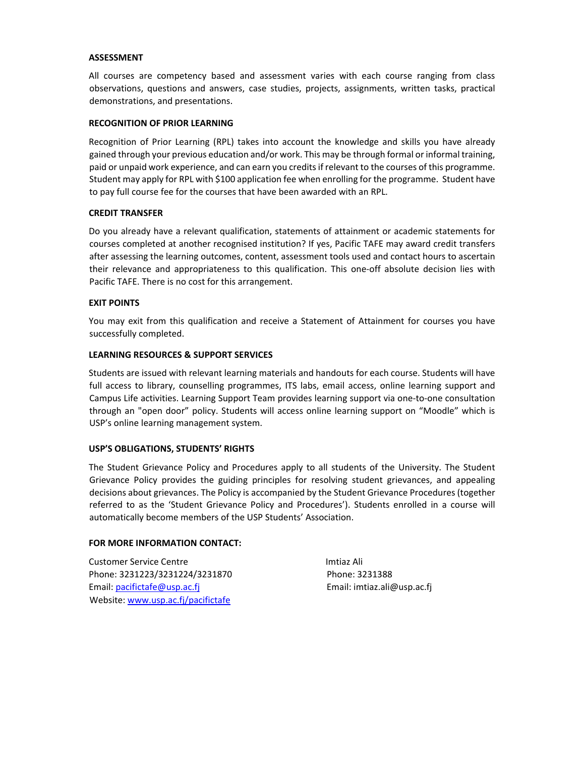**ASSESSMENT**

All courses are competency based and assessment varies with each course ranging from class observations, questions and answers, case studies, projects, assignments, written tasks, practical demonstrations, and presentations.

**RECOGNITION OF PRIOR LEARNING**

Recognition of Prior Learning (RPL) takes into account the knowledge and skills you have already gained through your previous education and/or work. This may be through formal or informal training, paid or unpaid work experience, and can earn you credits if relevant to the courses of this programme. Student may apply for RPL with $100 application fee when enrolling for the programme. Student have to pay full course fee for the courses that have been awarded with an RPL.

**CREDIT TRANSFER**

Do you already have a relevant qualification, statements of attainment or academic statements for courses completed at another recognised institution? If yes, Pacific TAFE may award credit transfers after assessing the learning outcomes, content, assessment tools used and contact hours to ascertain their relevance and appropriateness to this qualification. This one-off absolute decision lies with Pacific TAFE. There is no cost for this arrangement.

**EXIT POINTS**

You may exit from this qualification and receive a Statement of Attainment for courses you have successfully completed.

**LEARNING RESOURCES & SUPPORT SERVICES**

Students are issued with relevant learning materials and handouts for each course. Students will have full access to library, counselling programmes, ITS labs, email access, online learning support and Campus Life activities. Learning Support Team provides learning support via one-to-one consultation through an "open door" policy. Students will access online learning support on "Moodle" which is USP's online learning management system.

**USP'S OBLIGATIONS, STUDENTS' RIGHTS**

The Student Grievance Policy and Procedures apply to all students of the University. The Student Grievance Policy provides the guiding principles for resolving student grievances, and appealing decisions about grievances. The Policy is accompanied by the Student Grievance Procedures (together referred to as the 'Student Grievance Policy and Procedures'). Students enrolled in a course will automatically become members of the USP Students' Association.

**FOR MORE INFORMATION CONTACT:**

Customer Service Centre
Phone: 3231223/3231224/3231870
Email: pacifictafe@usp.ac.fj
Website: www.usp.ac.fj/pacifictafe

Imtiaz Ali
Phone: 3231388
Email: imtiaz.ali@usp.ac.fj